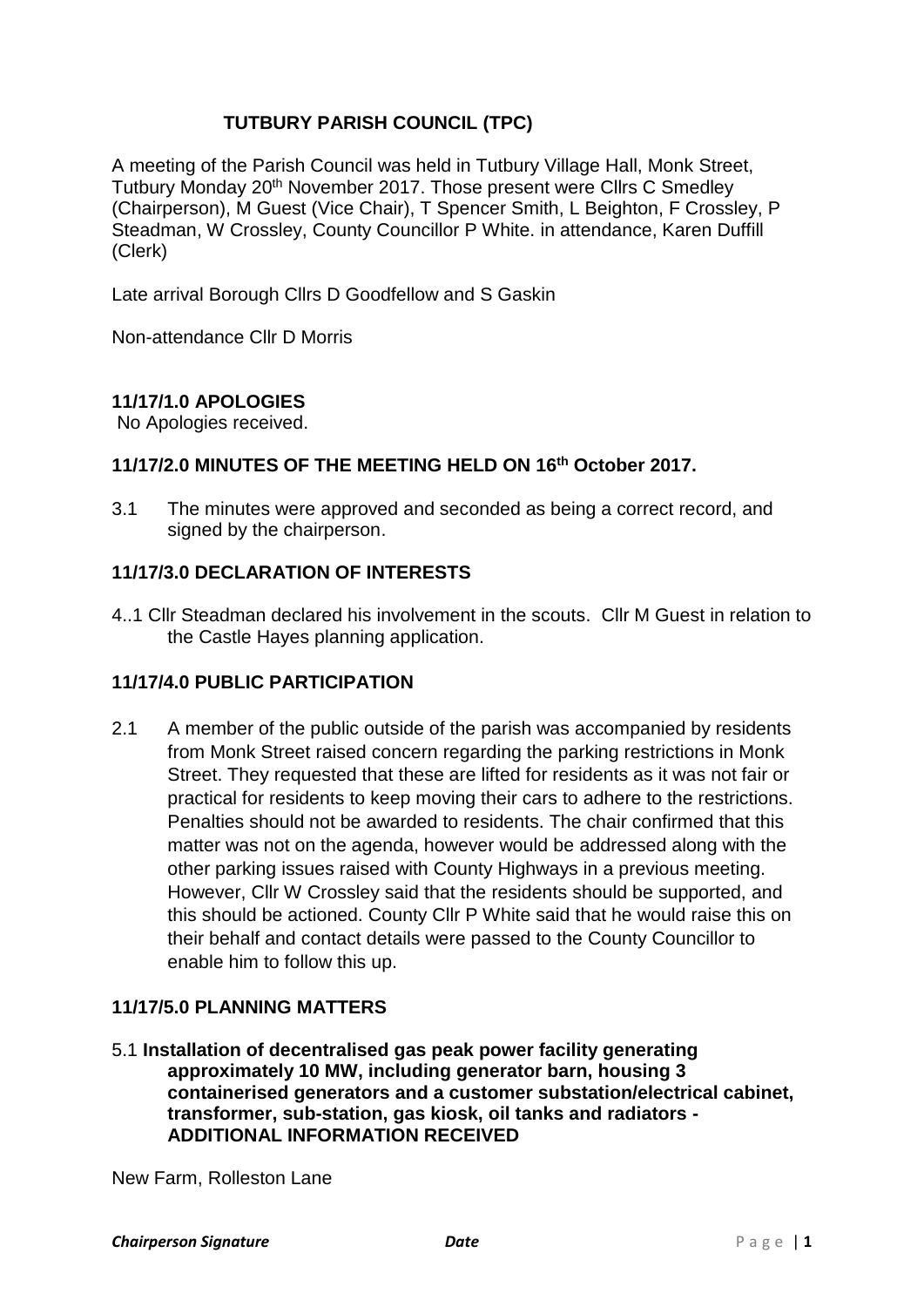# TUTBURY PARISH COUNCIL (TPC)

A meeting of the Parish Council was held in Tutbury Village Hall, Monk Street, Tutbury Monday 20th November 2017. Those present were Cllrs C Smedley (Chairperson), M Guest (Vice Chair), T Spencer Smith, L Beighton, F Crossley, P Steadman, W Crossley, County Councillor P White. in attendance, Karen Duffill (Clerk)

Late arrival Borough Cllrs D Goodfellow and S Gaskin

Non-attendance Cllr D Morris

## 11/17/1.0 APOLOGIES

No Apologies received.

## 11/17/2.0 MINUTES OF THE MEETING HELD ON 16th October 2017.

3.1 The minutes were approved and seconded as being a correct record, and signed by the chairperson.

## 11/17/3.0 DECLARATION OF INTERESTS

4..1 Cllr Steadman declared his involvement in the scouts. Cllr M Guest in relation to the Castle Hayes planning application.

## 11/17/4.0 PUBLIC PARTICIPATION

2.1 A member of the public outside of the parish was accompanied by residents from Monk Street raised concern regarding the parking restrictions in Monk Street. They requested that these are lifted for residents as it was not fair or practical for residents to keep moving their cars to adhere to the restrictions. Penalties should not be awarded to residents. The chair confirmed that this matter was not on the agenda, however would be addressed along with the other parking issues raised with County Highways in a previous meeting. However, Cllr W Crossley said that the residents should be supported, and this should be actioned. County Cllr P White said that he would raise this on their behalf and contact details were passed to the County Councillor to enable him to follow this up.

## 11/17/5.0 PLANNING MATTERS

5.1 **Installation of decentralised gas peak power facility generating approximately 10 MW, including generator barn, housing 3 containerised generators and a customer substation/electrical cabinet, transformer, sub-station, gas kiosk, oil tanks and radiators - ADDITIONAL INFORMATION RECEIVED**

New Farm, Rolleston Lane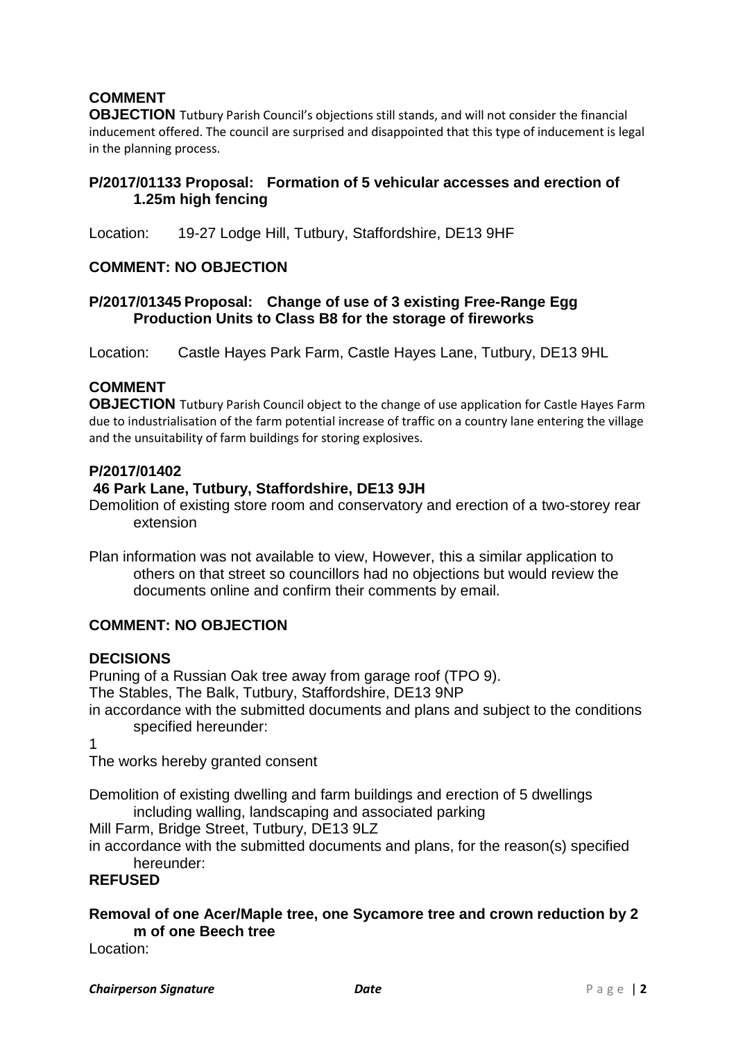**COMMENT**

**OBJECTION** Tutbury Parish Council's objections still stands, and will not consider the financial inducement offered. The council are surprised and disappointed that this type of inducement is legal in the planning process.

**P/2017/01133 Proposal: Formation of 5 vehicular accesses and erection of 1.25m high fencing**

Location: 19-27 Lodge Hill, Tutbury, Staffordshire, DE13 9HF

**COMMENT: NO OBJECTION**

**P/2017/01345 Proposal: Change of use of 3 existing Free-Range Egg Production Units to Class B8 for the storage of fireworks**

Location: Castle Hayes Park Farm, Castle Hayes Lane, Tutbury, DE13 9HL

**COMMENT**

**OBJECTION** Tutbury Parish Council object to the change of use application for Castle Hayes Farm due to industrialisation of the farm potential increase of traffic on a country lane entering the village and the unsuitability of farm buildings for storing explosives.

**P/2017/01402**

**46 Park Lane, Tutbury, Staffordshire, DE13 9JH**

Demolition of existing store room and conservatory and erection of a two-storey rear extension

Plan information was not available to view, However, this a similar application to others on that street so councillors had no objections but would review the documents online and confirm their comments by email.

**COMMENT: NO OBJECTION**

**DECISIONS**

Pruning of a Russian Oak tree away from garage roof (TPO 9).
The Stables, The Balk, Tutbury, Staffordshire, DE13 9NP
in accordance with the submitted documents and plans and subject to the conditions specified hereunder:
1
The works hereby granted consent

Demolition of existing dwelling and farm buildings and erection of 5 dwellings including walling, landscaping and associated parking
Mill Farm, Bridge Street, Tutbury, DE13 9LZ
in accordance with the submitted documents and plans, for the reason(s) specified hereunder:
**REFUSED**

**Removal of one Acer/Maple tree, one Sycamore tree and crown reduction by 2 m of one Beech tree**

Location: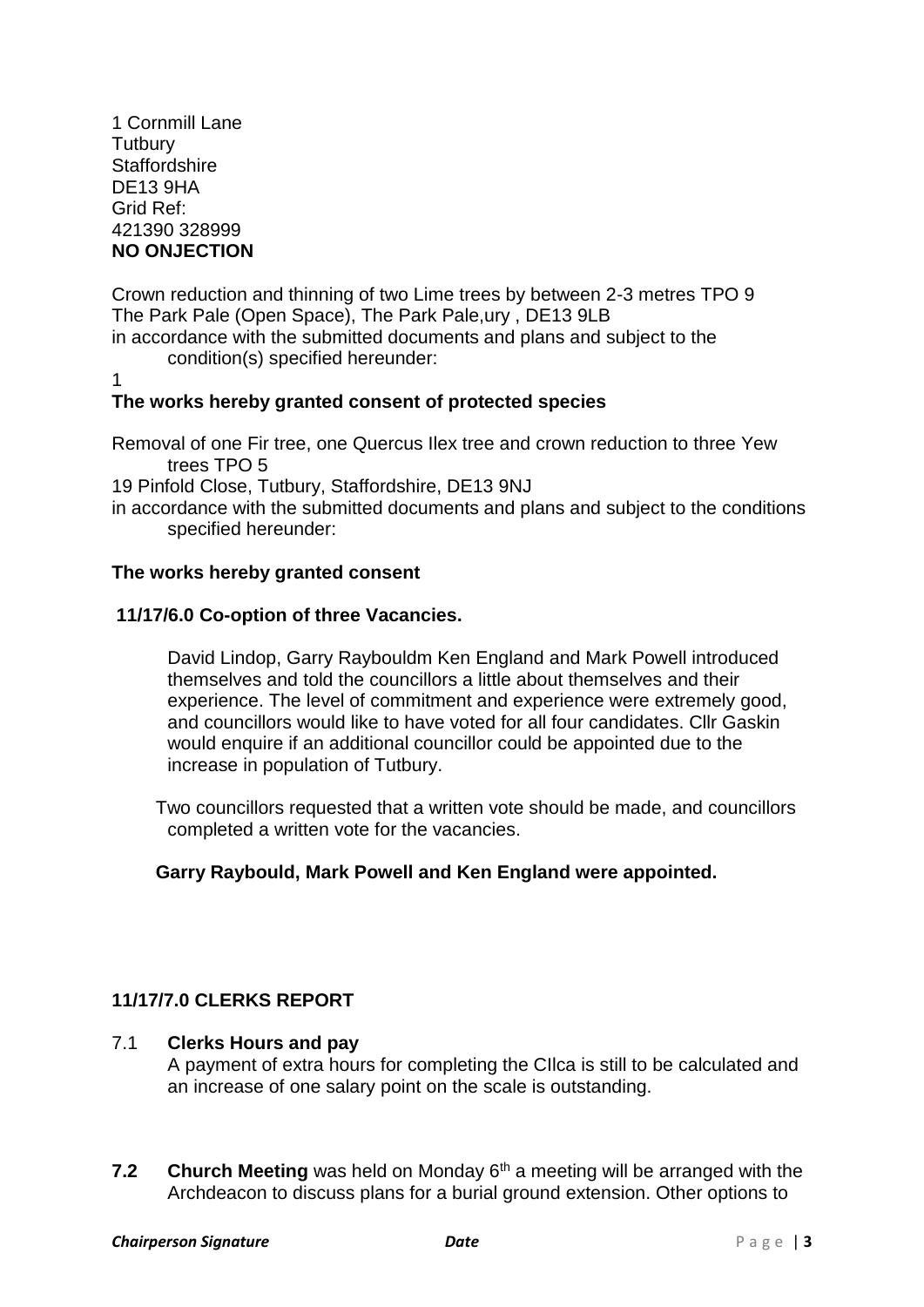1 Cornmill Lane
Tutbury
Staffordshire
DE13 9HA
Grid Ref:
421390 328999
**NO ONJECTION**

Crown reduction and thinning of two Lime trees by between 2-3 metres TPO 9
The Park Pale (Open Space), The Park Pale,ury , DE13 9LB
in accordance with the submitted documents and plans and subject to the condition(s) specified hereunder:

1

**The works hereby granted consent of protected species**

Removal of one Fir tree, one Quercus Ilex tree and crown reduction to three Yew trees TPO 5
19 Pinfold Close, Tutbury, Staffordshire, DE13 9NJ
in accordance with the submitted documents and plans and subject to the conditions specified hereunder:

**The works hereby granted consent**

**11/17/6.0 Co-option of three Vacancies.**

David Lindop, Garry Raybouldm Ken England and Mark Powell introduced themselves and told the councillors a little about themselves and their experience. The level of commitment and experience were extremely good, and councillors would like to have voted for all four candidates. Cllr Gaskin would enquire if an additional councillor could be appointed due to the increase in population of Tutbury.

Two councillors requested that a written vote should be made, and councillors completed a written vote for the vacancies.

**Garry Raybould, Mark Powell and Ken England were appointed.**

**11/17/7.0 CLERKS REPORT**

7.1 **Clerks Hours and pay**
A payment of extra hours for completing the CIlca is still to be calculated and an increase of one salary point on the scale is outstanding.

**7.2** **Church Meeting** was held on Monday 6th a meeting will be arranged with the Archdeacon to discuss plans for a burial ground extension. Other options to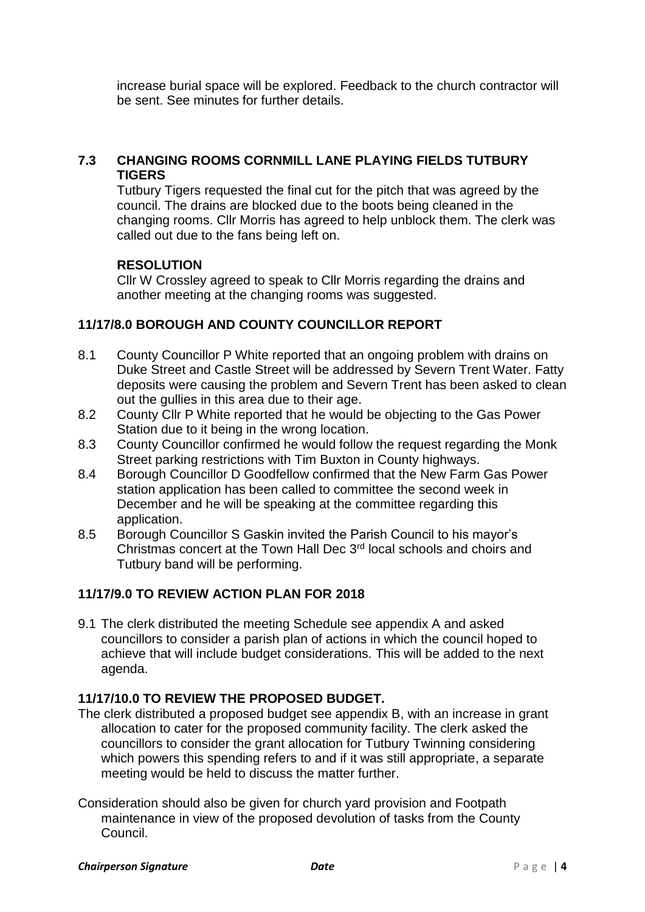increase burial space will be explored. Feedback to the church contractor will be sent. See minutes for further details.

### 7.3 CHANGING ROOMS CORNMILL LANE PLAYING FIELDS TUTBURY TIGERS

Tutbury Tigers requested the final cut for the pitch that was agreed by the council. The drains are blocked due to the boots being cleaned in the changing rooms. Cllr Morris has agreed to help unblock them. The clerk was called out due to the fans being left on.

**RESOLUTION**

Cllr W Crossley agreed to speak to Cllr Morris regarding the drains and another meeting at the changing rooms was suggested.

## 11/17/8.0 BOROUGH AND COUNTY COUNCILLOR REPORT

8.1 County Councillor P White reported that an ongoing problem with drains on Duke Street and Castle Street will be addressed by Severn Trent Water. Fatty deposits were causing the problem and Severn Trent has been asked to clean out the gullies in this area due to their age.

8.2 County Cllr P White reported that he would be objecting to the Gas Power Station due to it being in the wrong location.

8.3 County Councillor confirmed he would follow the request regarding the Monk Street parking restrictions with Tim Buxton in County highways.

8.4 Borough Councillor D Goodfellow confirmed that the New Farm Gas Power station application has been called to committee the second week in December and he will be speaking at the committee regarding this application.

8.5 Borough Councillor S Gaskin invited the Parish Council to his mayor's Christmas concert at the Town Hall Dec 3rd local schools and choirs and Tutbury band will be performing.

## 11/17/9.0 TO REVIEW ACTION PLAN FOR 2018

9.1 The clerk distributed the meeting Schedule see appendix A and asked councillors to consider a parish plan of actions in which the council hoped to achieve that will include budget considerations. This will be added to the next agenda.

## 11/17/10.0 TO REVIEW THE PROPOSED BUDGET.

The clerk distributed a proposed budget see appendix B, with an increase in grant allocation to cater for the proposed community facility. The clerk asked the councillors to consider the grant allocation for Tutbury Twinning considering which powers this spending refers to and if it was still appropriate, a separate meeting would be held to discuss the matter further.

Consideration should also be given for church yard provision and Footpath maintenance in view of the proposed devolution of tasks from the County Council.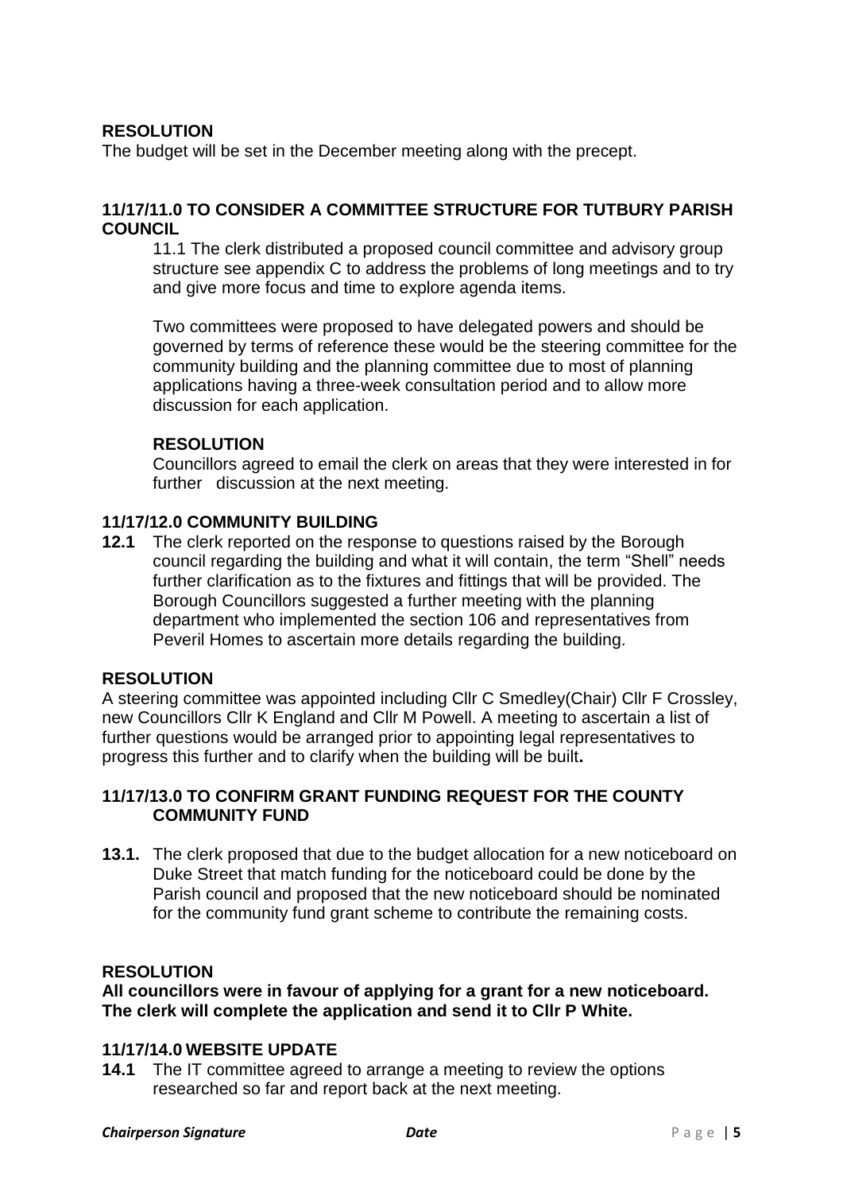**RESOLUTION**

The budget will be set in the December meeting along with the precept.

**11/17/11.0 TO CONSIDER A COMMITTEE STRUCTURE FOR TUTBURY PARISH COUNCIL**

11.1 The clerk distributed a proposed council committee and advisory group structure see appendix C to address the problems of long meetings and to try and give more focus and time to explore agenda items.

Two committees were proposed to have delegated powers and should be governed by terms of reference these would be the steering committee for the community building and the planning committee due to most of planning applications having a three-week consultation period and to allow more discussion for each application.

**RESOLUTION**

Councillors agreed to email the clerk on areas that they were interested in for further discussion at the next meeting.

**11/17/12.0 COMMUNITY BUILDING**

**12.1** The clerk reported on the response to questions raised by the Borough council regarding the building and what it will contain, the term "Shell" needs further clarification as to the fixtures and fittings that will be provided. The Borough Councillors suggested a further meeting with the planning department who implemented the section 106 and representatives from Peveril Homes to ascertain more details regarding the building.

**RESOLUTION**

A steering committee was appointed including Cllr C Smedley(Chair) Cllr F Crossley, new Councillors Cllr K England and Cllr M Powell. A meeting to ascertain a list of further questions would be arranged prior to appointing legal representatives to progress this further and to clarify when the building will be built**.**

**11/17/13.0 TO CONFIRM GRANT FUNDING REQUEST FOR THE COUNTY COMMUNITY FUND**

**13.1.** The clerk proposed that due to the budget allocation for a new noticeboard on Duke Street that match funding for the noticeboard could be done by the Parish council and proposed that the new noticeboard should be nominated for the community fund grant scheme to contribute the remaining costs.

**RESOLUTION**

**All councillors were in favour of applying for a grant for a new noticeboard. The clerk will complete the application and send it to Cllr P White.**

**11/17/14.0 WEBSITE UPDATE**

**14.1** The IT committee agreed to arrange a meeting to review the options researched so far and report back at the next meeting.

***Chairperson Signature*** ***Date***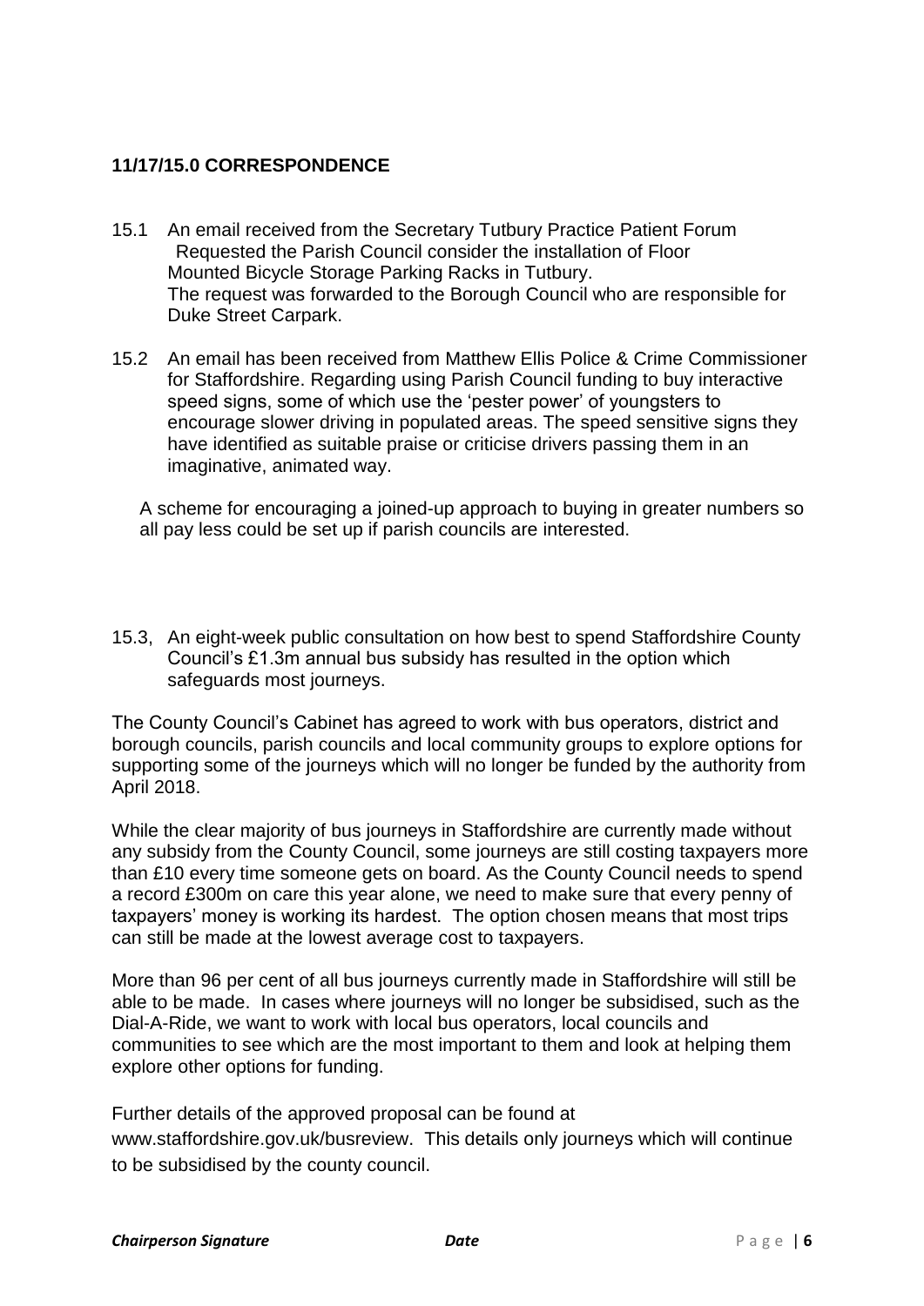## 11/17/15.0 CORRESPONDENCE

15.1 An email received from the Secretary Tutbury Practice Patient Forum Requested the Parish Council consider the installation of Floor Mounted Bicycle Storage Parking Racks in Tutbury. The request was forwarded to the Borough Council who are responsible for Duke Street Carpark.

15.2 An email has been received from Matthew Ellis Police & Crime Commissioner for Staffordshire. Regarding using Parish Council funding to buy interactive speed signs, some of which use the 'pester power' of youngsters to encourage slower driving in populated areas. The speed sensitive signs they have identified as suitable praise or criticise drivers passing them in an imaginative, animated way.

A scheme for encouraging a joined-up approach to buying in greater numbers so all pay less could be set up if parish councils are interested.

15.3, An eight-week public consultation on how best to spend Staffordshire County Council's £1.3m annual bus subsidy has resulted in the option which safeguards most journeys.

The County Council's Cabinet has agreed to work with bus operators, district and borough councils, parish councils and local community groups to explore options for supporting some of the journeys which will no longer be funded by the authority from April 2018.

While the clear majority of bus journeys in Staffordshire are currently made without any subsidy from the County Council, some journeys are still costing taxpayers more than £10 every time someone gets on board. As the County Council needs to spend a record £300m on care this year alone, we need to make sure that every penny of taxpayers' money is working its hardest. The option chosen means that most trips can still be made at the lowest average cost to taxpayers.

More than 96 per cent of all bus journeys currently made in Staffordshire will still be able to be made. In cases where journeys will no longer be subsidised, such as the Dial-A-Ride, we want to work with local bus operators, local councils and communities to see which are the most important to them and look at helping them explore other options for funding.

Further details of the approved proposal can be found at www.staffordshire.gov.uk/busreview. This details only journeys which will continue to be subsidised by the county council.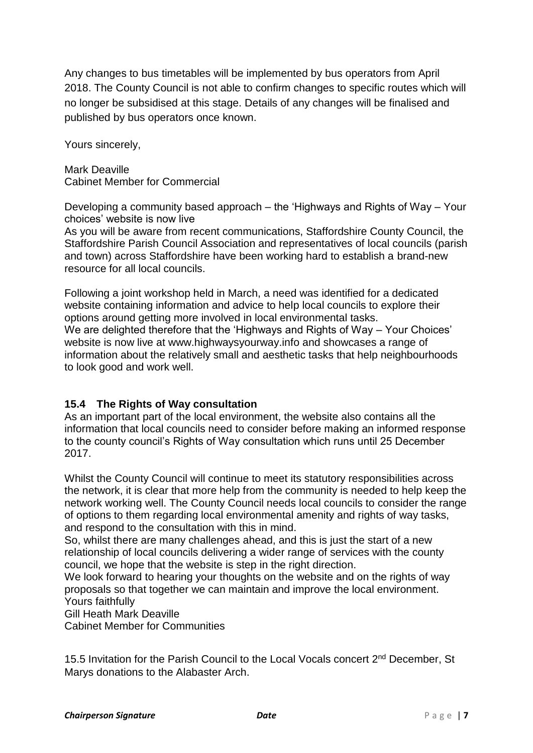Any changes to bus timetables will be implemented by bus operators from April 2018. The County Council is not able to confirm changes to specific routes which will no longer be subsidised at this stage. Details of any changes will be finalised and published by bus operators once known.

Yours sincerely,

Mark Deaville
Cabinet Member for Commercial

Developing a community based approach – the 'Highways and Rights of Way – Your choices' website is now live
As you will be aware from recent communications, Staffordshire County Council, the Staffordshire Parish Council Association and representatives of local councils (parish and town) across Staffordshire have been working hard to establish a brand-new resource for all local councils.

Following a joint workshop held in March, a need was identified for a dedicated website containing information and advice to help local councils to explore their options around getting more involved in local environmental tasks.
We are delighted therefore that the 'Highways and Rights of Way – Your Choices' website is now live at www.highwaysyourway.info and showcases a range of information about the relatively small and aesthetic tasks that help neighbourhoods to look good and work well.

### 15.4 The Rights of Way consultation

As an important part of the local environment, the website also contains all the information that local councils need to consider before making an informed response to the county council's Rights of Way consultation which runs until 25 December 2017.

Whilst the County Council will continue to meet its statutory responsibilities across the network, it is clear that more help from the community is needed to help keep the network working well. The County Council needs local councils to consider the range of options to them regarding local environmental amenity and rights of way tasks, and respond to the consultation with this in mind.
So, whilst there are many challenges ahead, and this is just the start of a new relationship of local councils delivering a wider range of services with the county council, we hope that the website is step in the right direction.
We look forward to hearing your thoughts on the website and on the rights of way proposals so that together we can maintain and improve the local environment.
Yours faithfully
Gill Heath Mark Deaville
Cabinet Member for Communities

15.5 Invitation for the Parish Council to the Local Vocals concert 2nd December, St Marys donations to the Alabaster Arch.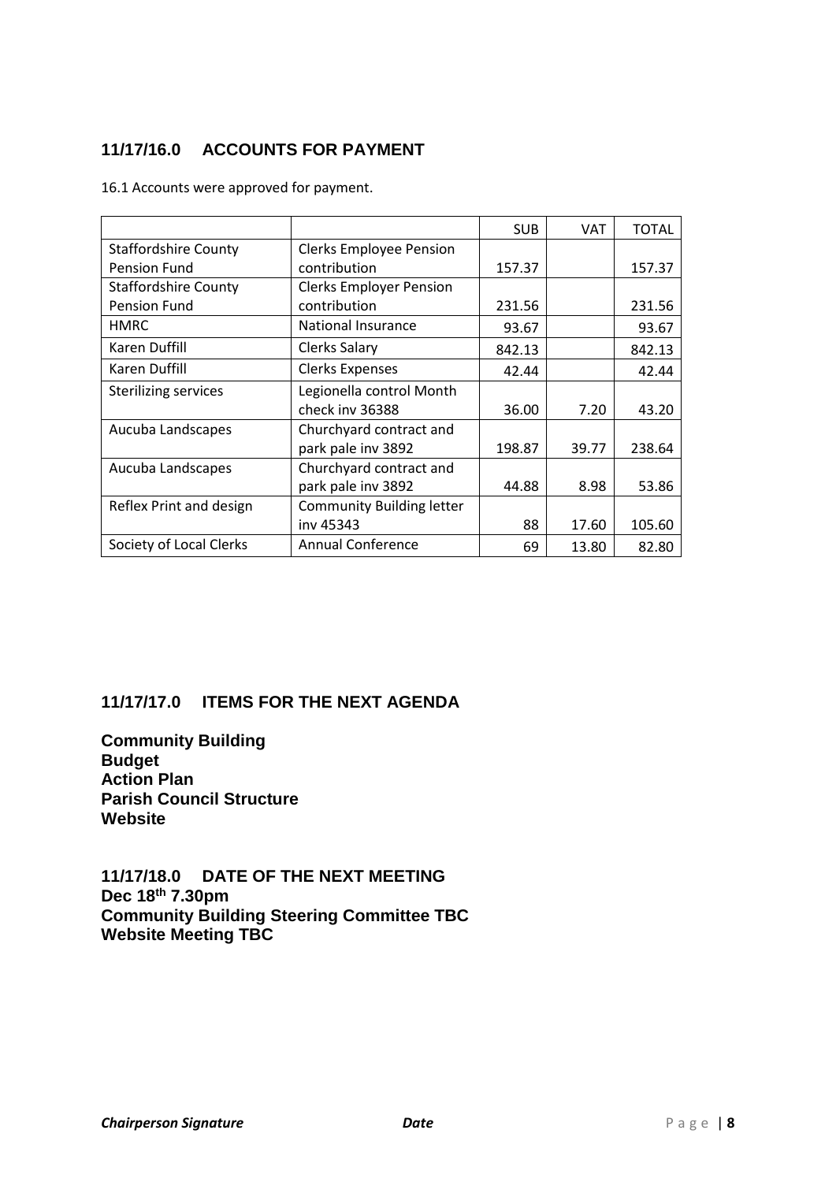## 11/17/16.0 ACCOUNTS FOR PAYMENT

16.1 Accounts were approved for payment.

| | | SUB | VAT | TOTAL |
|---|---|---|---|---|
| Staffordshire County Pension Fund | Clerks Employee Pension contribution | 157.37 | | 157.37 |
| Staffordshire County Pension Fund | Clerks Employer Pension contribution | 231.56 | | 231.56 |
| HMRC | National Insurance | 93.67 | | 93.67 |
| Karen Duffill | Clerks Salary | 842.13 | | 842.13 |
| Karen Duffill | Clerks Expenses | 42.44 | | 42.44 |
| Sterilizing services | Legionella control Month check inv 36388 | 36.00 | 7.20 | 43.20 |
| Aucuba Landscapes | Churchyard contract and park pale inv 3892 | 198.87 | 39.77 | 238.64 |
| Aucuba Landscapes | Churchyard contract and park pale inv 3892 | 44.88 | 8.98 | 53.86 |
| Reflex Print and design | Community Building letter inv 45343 | 88 | 17.60 | 105.60 |
| Society of Local Clerks | Annual Conference | 69 | 13.80 | 82.80 |

## 11/17/17.0 ITEMS FOR THE NEXT AGENDA

**Community Building**
**Budget**
**Action Plan**
**Parish Council Structure**
**Website**

## 11/17/18.0 DATE OF THE NEXT MEETING

**Dec 18th 7.30pm**
**Community Building Steering Committee TBC**
**Website Meeting TBC**

***Chairperson Signature*** ***Date***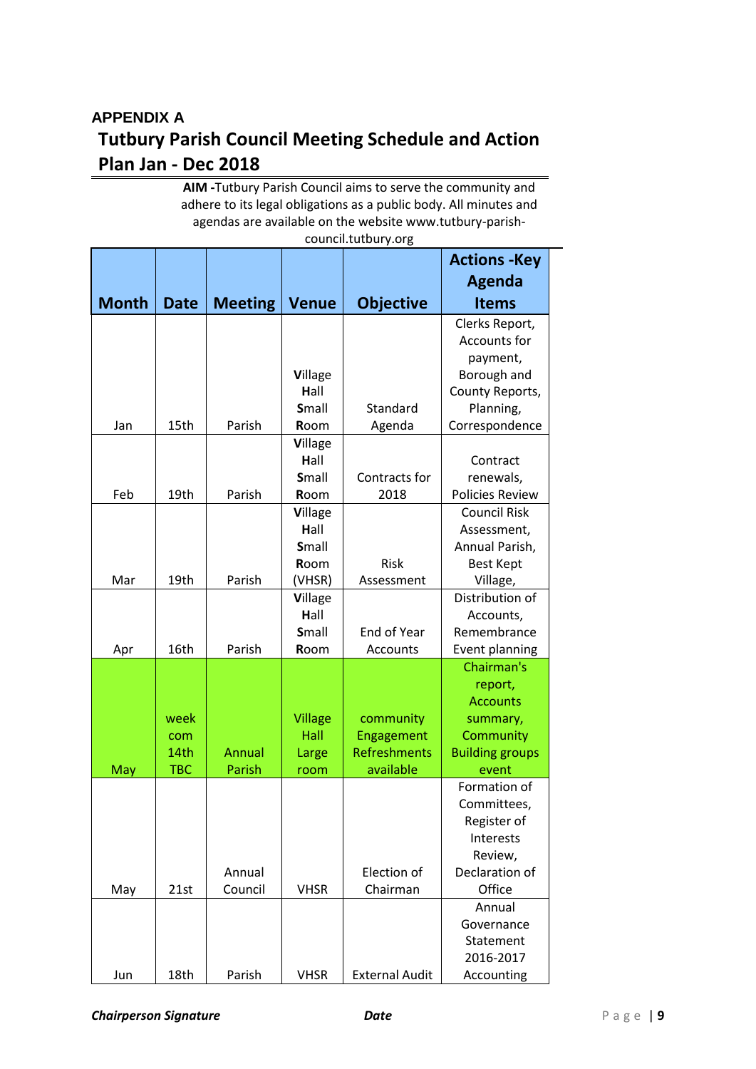**APPENDIX A**

# Tutbury Parish Council Meeting Schedule and Action Plan Jan - Dec 2018

**AIM -**Tutbury Parish Council aims to serve the community and adhere to its legal obligations as a public body. All minutes and agendas are available on the website www.tutbury-parish-council.tutbury.org

| Month | Date | Meeting | Venue | Objective | Actions -Key Agenda Items |
|---|---|---|---|---|---|
| Jan | 15th | Parish | **V**illage **H**all **S**mall **R**oom | Standard Agenda | Clerks Report, Accounts for payment, Borough and County Reports, Planning, Correspondence |
| Feb | 19th | Parish | **V**illage **H**all **S**mall **R**oom | Contracts for 2018 | Contract renewals, Policies Review |
| Mar | 19th | Parish | **V**illage **H**all **S**mall **R**oom (VHSR) | Risk Assessment | Council Risk Assessment, Annual Parish, Best Kept Village, |
| Apr | 16th | Parish | **V**illage **H**all **S**mall **R**oom | End of Year Accounts | Distribution of Accounts, Remembrance Event planning |
| May | week com 14th TBC | Annual Parish | Village Hall Large room | community Engagement Refreshments available | Chairman's report, Accounts summary, Community Building groups event |
| May | 21st | Annual Council | VHSR | Election of Chairman | Formation of Committees, Register of Interests Review, Declaration of Office |
| Jun | 18th | Parish | VHSR | External Audit | Annual Governance Statement 2016-2017 Accounting |

***Chairperson Signature*** ***Date***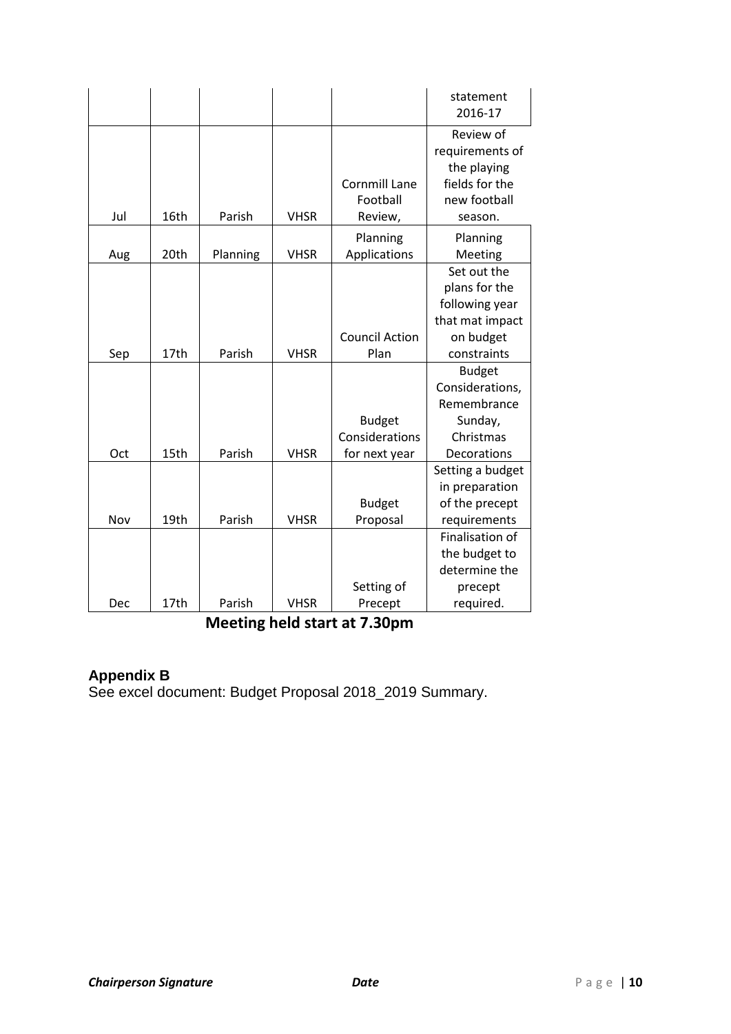|  |  |  |  |  | statement 2016-17 |
|---|---|---|---|---|---|
| Jul | 16th | Parish | VHSR | Cornmill Lane Football Review, | Review of requirements of the playing fields for the new football season. |
| Aug | 20th | Planning | VHSR | Planning Applications | Planning Meeting |
| Sep | 17th | Parish | VHSR | Council Action Plan | Set out the plans for the following year that mat impact on budget constraints |
| Oct | 15th | Parish | VHSR | Budget Considerations for next year | Budget Considerations, Remembrance Sunday, Christmas Decorations |
| Nov | 19th | Parish | VHSR | Budget Proposal | Setting a budget in preparation of the precept requirements |
| Dec | 17th | Parish | VHSR | Setting of Precept | Finalisation of the budget to determine the precept required. |

**Meeting held start at 7.30pm**

### Appendix B

See excel document: Budget Proposal 2018_2019 Summary.

***Chairperson Signature*** ***Date***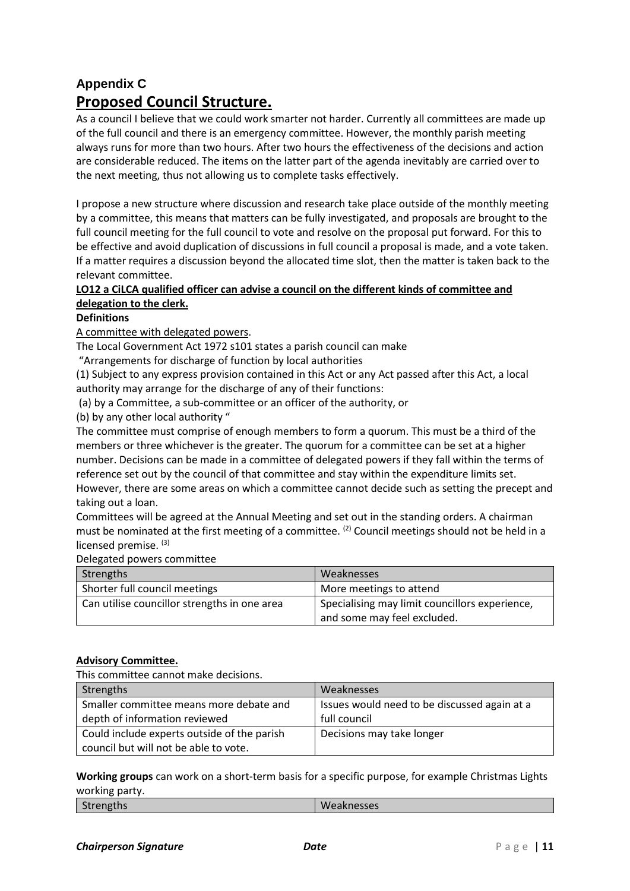### Appendix C

## Proposed Council Structure.

As a council I believe that we could work smarter not harder. Currently all committees are made up of the full council and there is an emergency committee. However, the monthly parish meeting always runs for more than two hours. After two hours the effectiveness of the decisions and action are considerable reduced. The items on the latter part of the agenda inevitably are carried over to the next meeting, thus not allowing us to complete tasks effectively.

I propose a new structure where discussion and research take place outside of the monthly meeting by a committee, this means that matters can be fully investigated, and proposals are brought to the full council meeting for the full council to vote and resolve on the proposal put forward. For this to be effective and avoid duplication of discussions in full council a proposal is made, and a vote taken. If a matter requires a discussion beyond the allocated time slot, then the matter is taken back to the relevant committee.

**LO12 a CiLCA qualified officer can advise a council on the different kinds of committee and delegation to the clerk.**

**Definitions**

A committee with delegated powers.

The Local Government Act 1972 s101 states a parish council can make

"Arrangements for discharge of function by local authorities

(1) Subject to any express provision contained in this Act or any Act passed after this Act, a local authority may arrange for the discharge of any of their functions:

(a) by a Committee, a sub-committee or an officer of the authority, or

(b) by any other local authority "

The committee must comprise of enough members to form a quorum. This must be a third of the members or three whichever is the greater. The quorum for a committee can be set at a higher number. Decisions can be made in a committee of delegated powers if they fall within the terms of reference set out by the council of that committee and stay within the expenditure limits set. However, there are some areas on which a committee cannot decide such as setting the precept and taking out a loan.

Committees will be agreed at the Annual Meeting and set out in the standing orders. A chairman must be nominated at the first meeting of a committee. (2) Council meetings should not be held in a licensed premise. (3)

Delegated powers committee

| Strengths | Weaknesses |
|---|---|
| Shorter full council meetings | More meetings to attend |
| Can utilise councillor strengths in one area | Specialising may limit councillors experience, and some may feel excluded. |

**Advisory Committee.**

This committee cannot make decisions.

| Strengths | Weaknesses |
|---|---|
| Smaller committee means more debate and depth of information reviewed | Issues would need to be discussed again at a full council |
| Could include experts outside of the parish council but will not be able to vote. | Decisions may take longer |

**Working groups** can work on a short-term basis for a specific purpose, for example Christmas Lights working party.

| Strengths | Weaknesses |
|---|---|

***Chairperson Signature*** ***Date***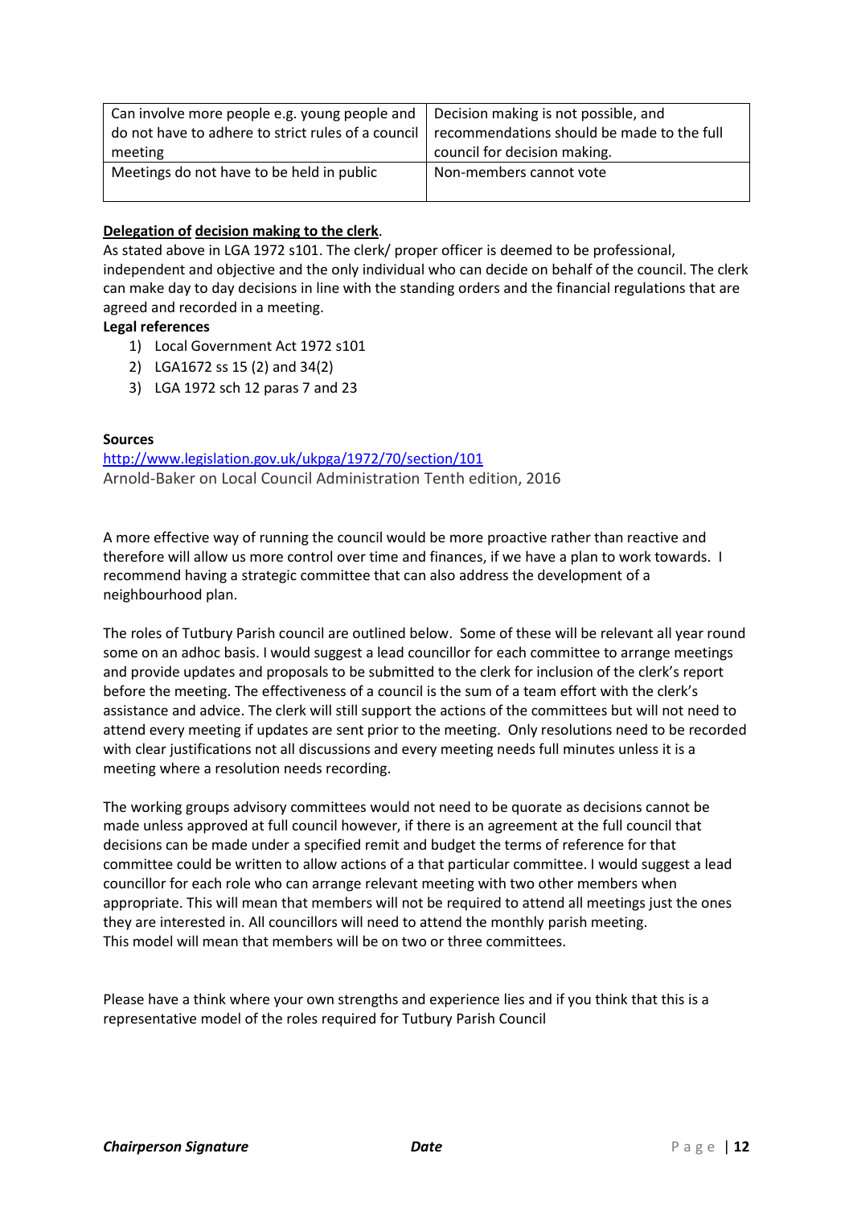| Can involve more people e.g. young people and do not have to adhere to strict rules of a council meeting | Decision making is not possible, and recommendations should be made to the full council for decision making. |
|---|---|
| Meetings do not have to be held in public | Non-members cannot vote |

**Delegation of decision making to the clerk**.

As stated above in LGA 1972 s101. The clerk/ proper officer is deemed to be professional, independent and objective and the only individual who can decide on behalf of the council. The clerk can make day to day decisions in line with the standing orders and the financial regulations that are agreed and recorded in a meeting.

**Legal references**

1) Local Government Act 1972 s101
2) LGA1672 ss 15 (2) and 34(2)
3) LGA 1972 sch 12 paras 7 and 23

**Sources**

http://www.legislation.gov.uk/ukpga/1972/70/section/101

Arnold-Baker on Local Council Administration Tenth edition, 2016

A more effective way of running the council would be more proactive rather than reactive and therefore will allow us more control over time and finances, if we have a plan to work towards. I recommend having a strategic committee that can also address the development of a neighbourhood plan.

The roles of Tutbury Parish council are outlined below. Some of these will be relevant all year round some on an adhoc basis. I would suggest a lead councillor for each committee to arrange meetings and provide updates and proposals to be submitted to the clerk for inclusion of the clerk's report before the meeting. The effectiveness of a council is the sum of a team effort with the clerk's assistance and advice. The clerk will still support the actions of the committees but will not need to attend every meeting if updates are sent prior to the meeting. Only resolutions need to be recorded with clear justifications not all discussions and every meeting needs full minutes unless it is a meeting where a resolution needs recording.

The working groups advisory committees would not need to be quorate as decisions cannot be made unless approved at full council however, if there is an agreement at the full council that decisions can be made under a specified remit and budget the terms of reference for that committee could be written to allow actions of a that particular committee. I would suggest a lead councillor for each role who can arrange relevant meeting with two other members when appropriate. This will mean that members will not be required to attend all meetings just the ones they are interested in. All councillors will need to attend the monthly parish meeting.
This model will mean that members will be on two or three committees.

Please have a think where your own strengths and experience lies and if you think that this is a representative model of the roles required for Tutbury Parish Council

***Chairperson Signature*** ***Date***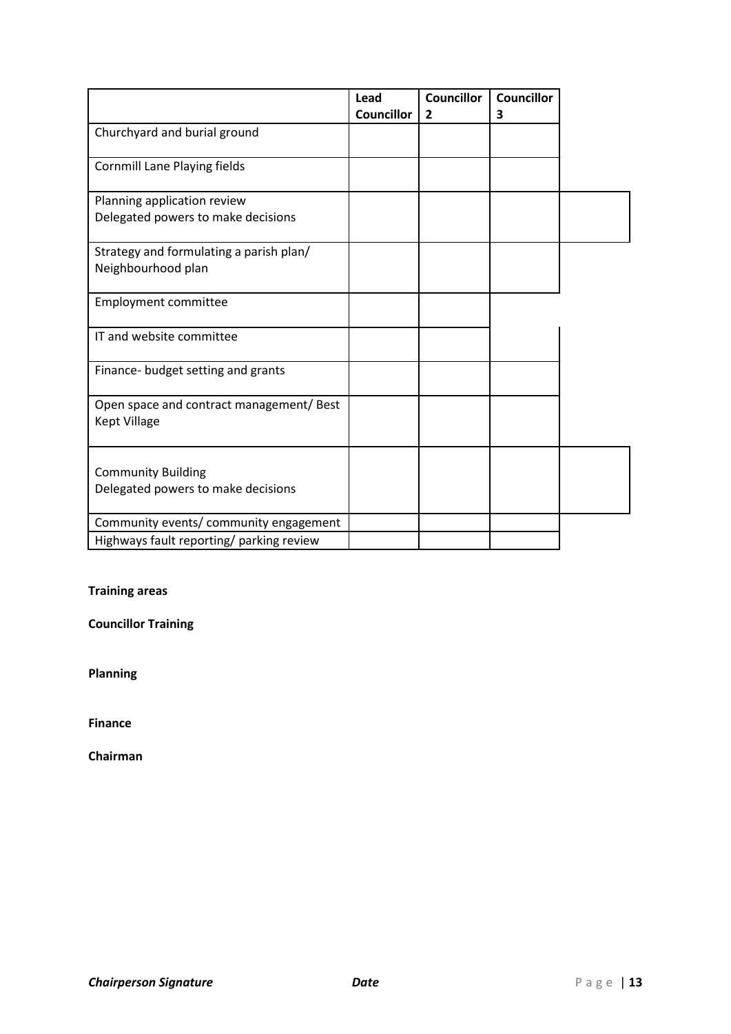| | Lead Councillor | Councillor 2 | Councillor 3 | |
|---|---|---|---|---|
| Churchyard and burial ground | | | | |
| Cornmill Lane Playing fields | | | | |
| Planning application review<br>Delegated powers to make decisions | | | | |
| Strategy and formulating a parish plan/ Neighbourhood plan | | | | |
| Employment committee | | | | |
| IT and website committee | | | | |
| Finance- budget setting and grants | | | | |
| Open space and contract management/ Best Kept Village | | | | |
| Community Building<br>Delegated powers to make decisions | | | | |
| Community events/ community engagement | | | | |
| Highways fault reporting/ parking review | | | | |

**Training areas**

**Councillor Training**

**Planning**

**Finance**

**Chairman**

***Chairperson Signature*** ***Date***